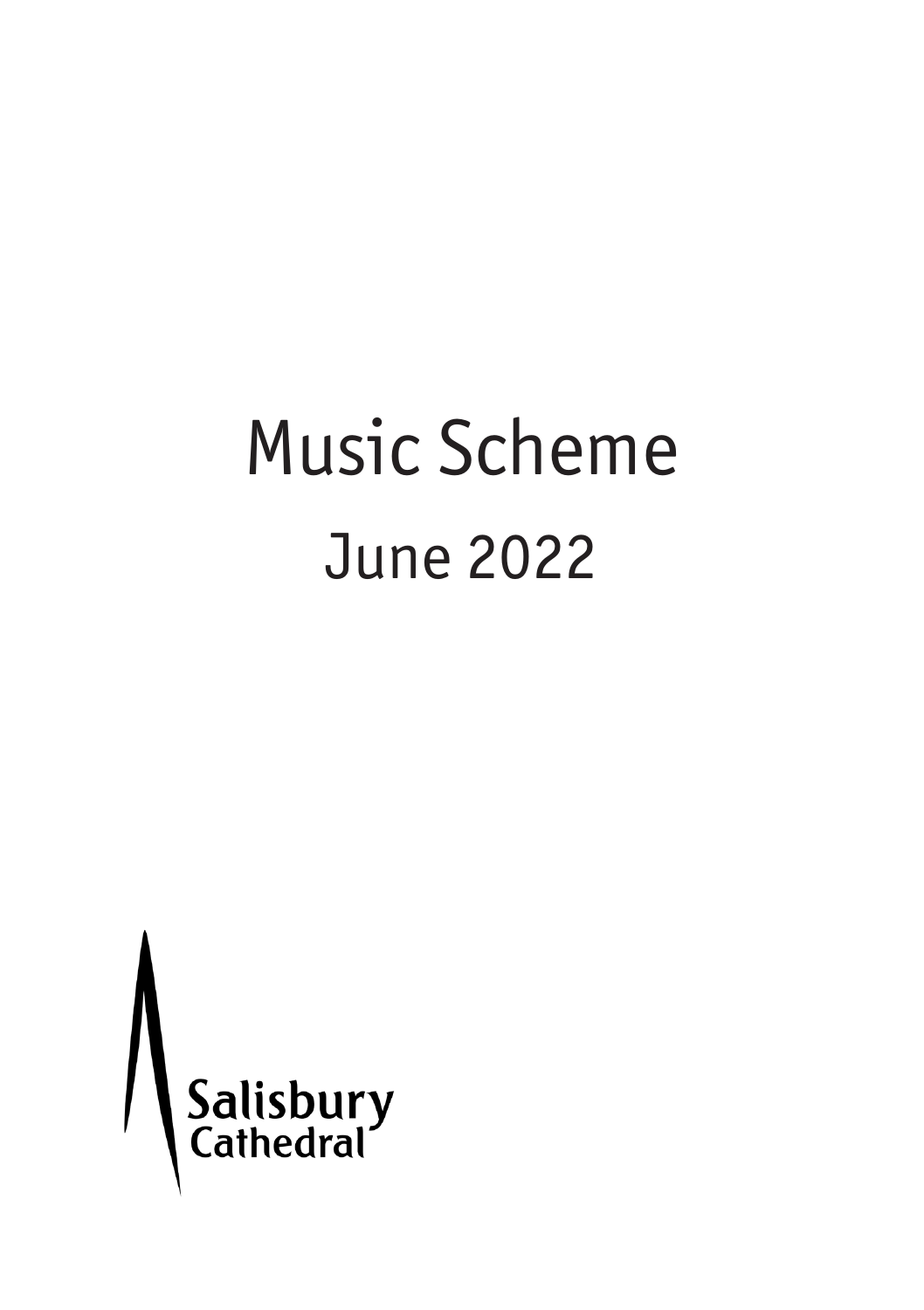# Music Scheme

## June 2022

Salisbury Cathedral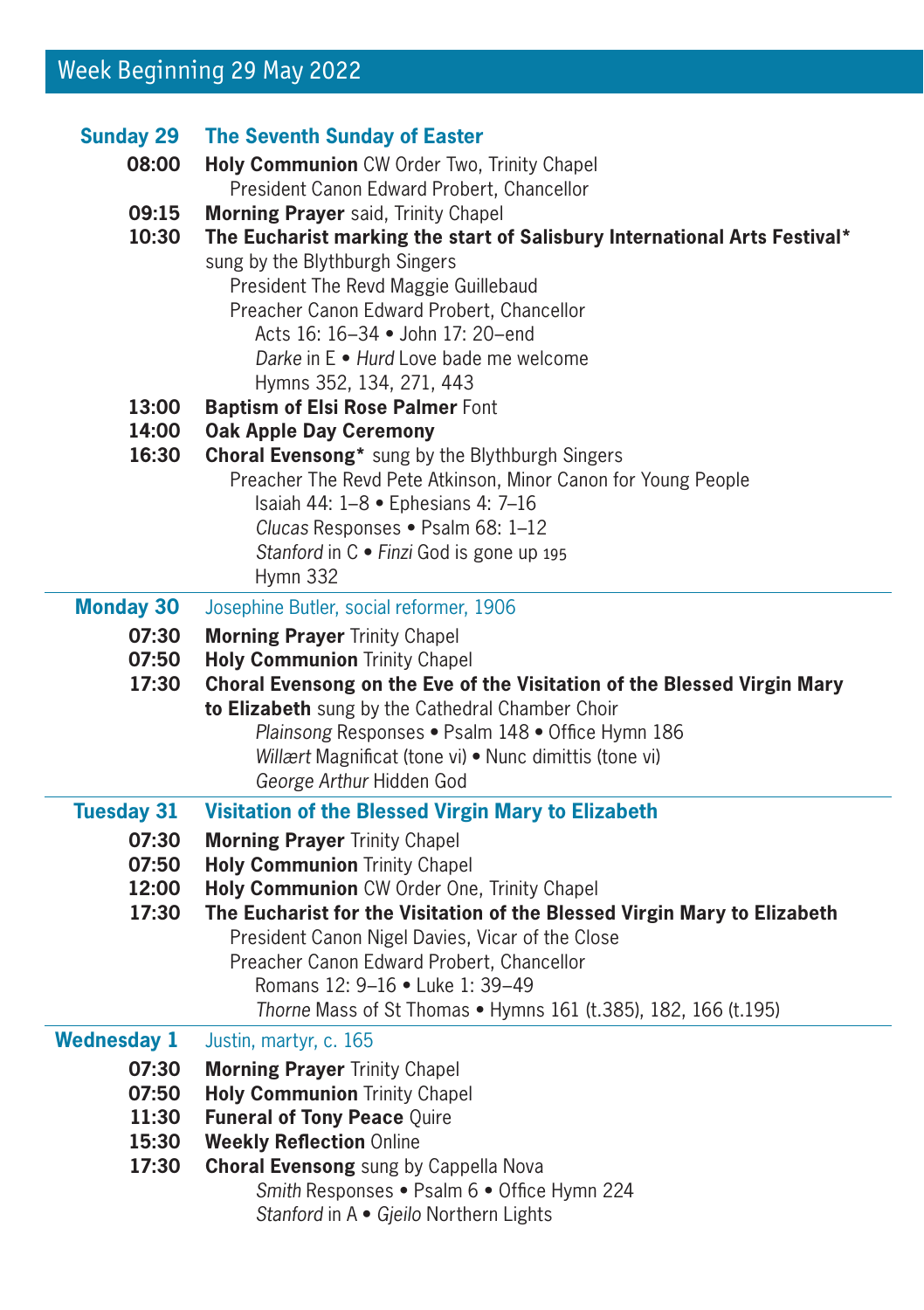## Week Beginning 29 May 2022

### Sunday 29 — The Seventh Sunday of Easter

**08:00** **Holy Communion** CW Order Two, Trinity Chapel
President Canon Edward Probert, Chancellor

**09:15** **Morning Prayer** said, Trinity Chapel

**10:30** **The Eucharist marking the start of Salisbury International Arts Festival*** sung by the Blythburgh Singers
President The Revd Maggie Guillebaud
Preacher Canon Edward Probert, Chancellor
Acts 16: 16–34 • John 17: 20–end
*Darke* in E • *Hurd* Love bade me welcome
Hymns 352, 134, 271, 443

**13:00** **Baptism of Elsi Rose Palmer** Font

**14:00** **Oak Apple Day Ceremony**

**16:30** **Choral Evensong*** sung by the Blythburgh Singers
Preacher The Revd Pete Atkinson, Minor Canon for Young People
Isaiah 44: 1–8 • Ephesians 4: 7–16
*Clucas* Responses • Psalm 68: 1–12
*Stanford* in C • *Finzi* God is gone up 195
Hymn 332

### Monday 30 — Josephine Butler, social reformer, 1906

**07:30** **Morning Prayer** Trinity Chapel

**07:50** **Holy Communion** Trinity Chapel

**17:30** **Choral Evensong on the Eve of the Visitation of the Blessed Virgin Mary to Elizabeth** sung by the Cathedral Chamber Choir
*Plainsong* Responses • Psalm 148 • Office Hymn 186
*Willært* Magnificat (tone vi) • Nunc dimittis (tone vi)
*George Arthur* Hidden God

### Tuesday 31 — Visitation of the Blessed Virgin Mary to Elizabeth

**07:30** **Morning Prayer** Trinity Chapel

**07:50** **Holy Communion** Trinity Chapel

**12:00** **Holy Communion** CW Order One, Trinity Chapel

**17:30** **The Eucharist for the Visitation of the Blessed Virgin Mary to Elizabeth**
President Canon Nigel Davies, Vicar of the Close
Preacher Canon Edward Probert, Chancellor
Romans 12: 9–16 • Luke 1: 39–49
*Thorne* Mass of St Thomas • Hymns 161 (t.385), 182, 166 (t.195)

### Wednesday 1 — Justin, martyr, c. 165

**07:30** **Morning Prayer** Trinity Chapel

**07:50** **Holy Communion** Trinity Chapel

**11:30** **Funeral of Tony Peace** Quire

**15:30** **Weekly Reflection** Online

**17:30** **Choral Evensong** sung by Cappella Nova
*Smith* Responses • Psalm 6 • Office Hymn 224
*Stanford* in A • *Gjeilo* Northern Lights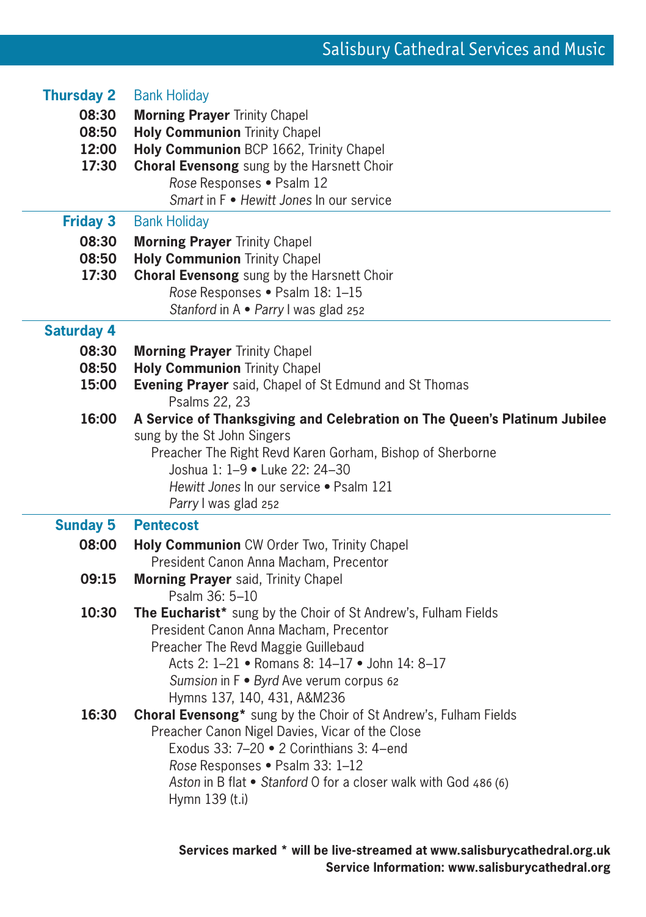## Salisbury Cathedral Services and Music

**Thursday 2** Bank Holiday

**08:30** **Morning Prayer** Trinity Chapel
**08:50** **Holy Communion** Trinity Chapel
**12:00** **Holy Communion** BCP 1662, Trinity Chapel
**17:30** **Choral Evensong** sung by the Harsnett Choir
*Rose* Responses • Psalm 12
*Smart* in F • *Hewitt Jones* In our service

---

**Friday 3** Bank Holiday

**08:30** **Morning Prayer** Trinity Chapel
**08:50** **Holy Communion** Trinity Chapel
**17:30** **Choral Evensong** sung by the Harsnett Choir
*Rose* Responses • Psalm 18: 1–15
*Stanford* in A • *Parry* I was glad 252

---

**Saturday 4**

**08:30** **Morning Prayer** Trinity Chapel
**08:50** **Holy Communion** Trinity Chapel
**15:00** **Evening Prayer** said, Chapel of St Edmund and St Thomas
Psalms 22, 23
**16:00** **A Service of Thanksgiving and Celebration on The Queen's Platinum Jubilee**
sung by the St John Singers
Preacher The Right Revd Karen Gorham, Bishop of Sherborne
Joshua 1: 1–9 • Luke 22: 24–30
*Hewitt Jones* In our service • Psalm 121
*Parry* I was glad 252

---

**Sunday 5** **Pentecost**

**08:00** **Holy Communion** CW Order Two, Trinity Chapel
President Canon Anna Macham, Precentor
**09:15** **Morning Prayer** said, Trinity Chapel
Psalm 36: 5–10
**10:30** **The Eucharist*** sung by the Choir of St Andrew's, Fulham Fields
President Canon Anna Macham, Precentor
Preacher The Revd Maggie Guillebaud
Acts 2: 1–21 • Romans 8: 14–17 • John 14: 8–17
*Sumsion* in F • *Byrd* Ave verum corpus 62
Hymns 137, 140, 431, A&M236
**16:30** **Choral Evensong*** sung by the Choir of St Andrew's, Fulham Fields
Preacher Canon Nigel Davies, Vicar of the Close
Exodus 33: 7–20 • 2 Corinthians 3: 4–end
*Rose* Responses • Psalm 33: 1–12
*Aston* in B flat • *Stanford* O for a closer walk with God 486 (6)
Hymn 139 (t.i)

**Services marked * will be live-streamed at www.salisburycathedral.org.uk**
**Service Information: www.salisburycathedral.org**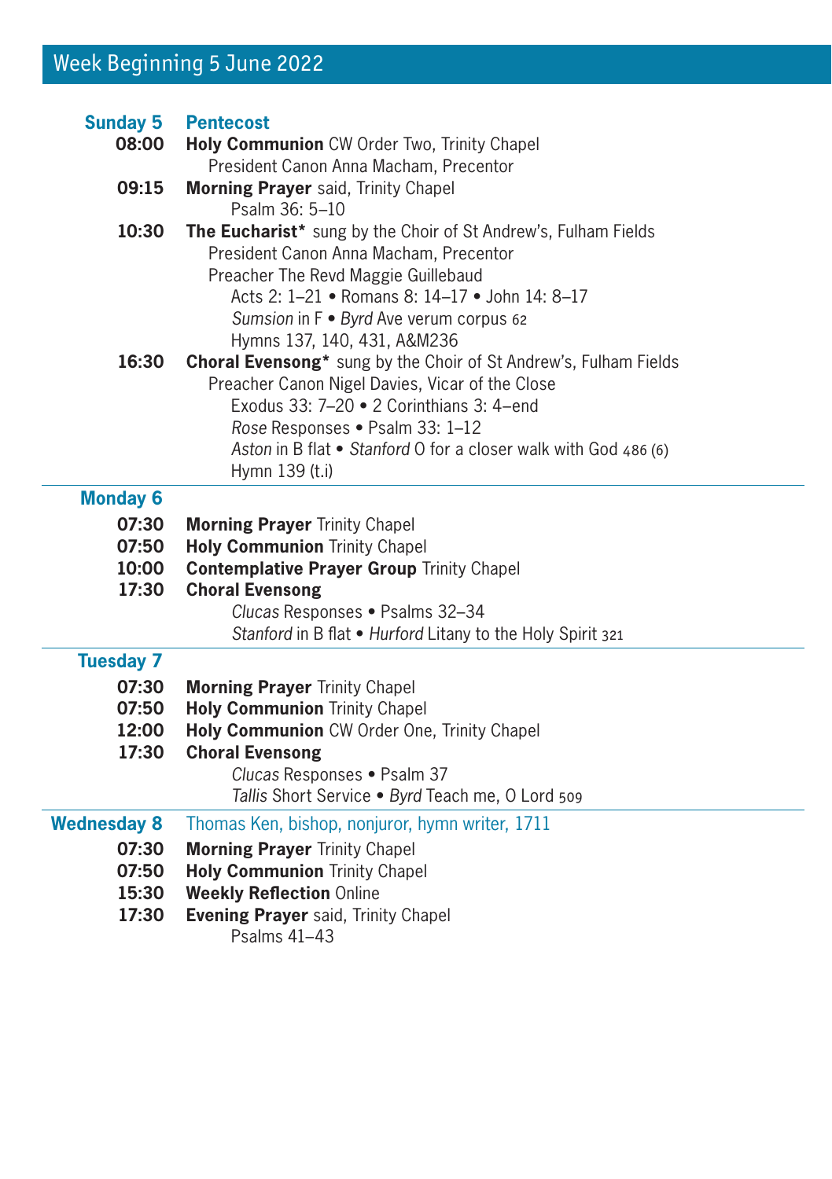## Week Beginning 5 June 2022

### Sunday 5 — Pentecost

**08:00** **Holy Communion** CW Order Two, Trinity Chapel
President Canon Anna Macham, Precentor

**09:15** **Morning Prayer** said, Trinity Chapel
Psalm 36: 5–10

**10:30** **The Eucharist*** sung by the Choir of St Andrew's, Fulham Fields
President Canon Anna Macham, Precentor
Preacher The Revd Maggie Guillebaud
Acts 2: 1–21 • Romans 8: 14–17 • John 14: 8–17
*Sumsion* in F • *Byrd* Ave verum corpus 62
Hymns 137, 140, 431, A&M236

**16:30** **Choral Evensong*** sung by the Choir of St Andrew's, Fulham Fields
Preacher Canon Nigel Davies, Vicar of the Close
Exodus 33: 7–20 • 2 Corinthians 3: 4–end
*Rose* Responses • Psalm 33: 1–12
*Aston* in B flat • *Stanford* O for a closer walk with God 486 (6)
Hymn 139 (t.i)

---

### Monday 6

**07:30** **Morning Prayer** Trinity Chapel

**07:50** **Holy Communion** Trinity Chapel

**10:00** **Contemplative Prayer Group** Trinity Chapel

**17:30** **Choral Evensong**
*Clucas* Responses • Psalms 32–34
*Stanford* in B flat • *Hurford* Litany to the Holy Spirit 321

---

### Tuesday 7

**07:30** **Morning Prayer** Trinity Chapel

**07:50** **Holy Communion** Trinity Chapel

**12:00** **Holy Communion** CW Order One, Trinity Chapel

**17:30** **Choral Evensong**
*Clucas* Responses • Psalm 37
*Tallis* Short Service • *Byrd* Teach me, O Lord 509

---

### Wednesday 8 — Thomas Ken, bishop, nonjuror, hymn writer, 1711

**07:30** **Morning Prayer** Trinity Chapel

**07:50** **Holy Communion** Trinity Chapel

**15:30** **Weekly Reflection** Online

**17:30** **Evening Prayer** said, Trinity Chapel
Psalms 41–43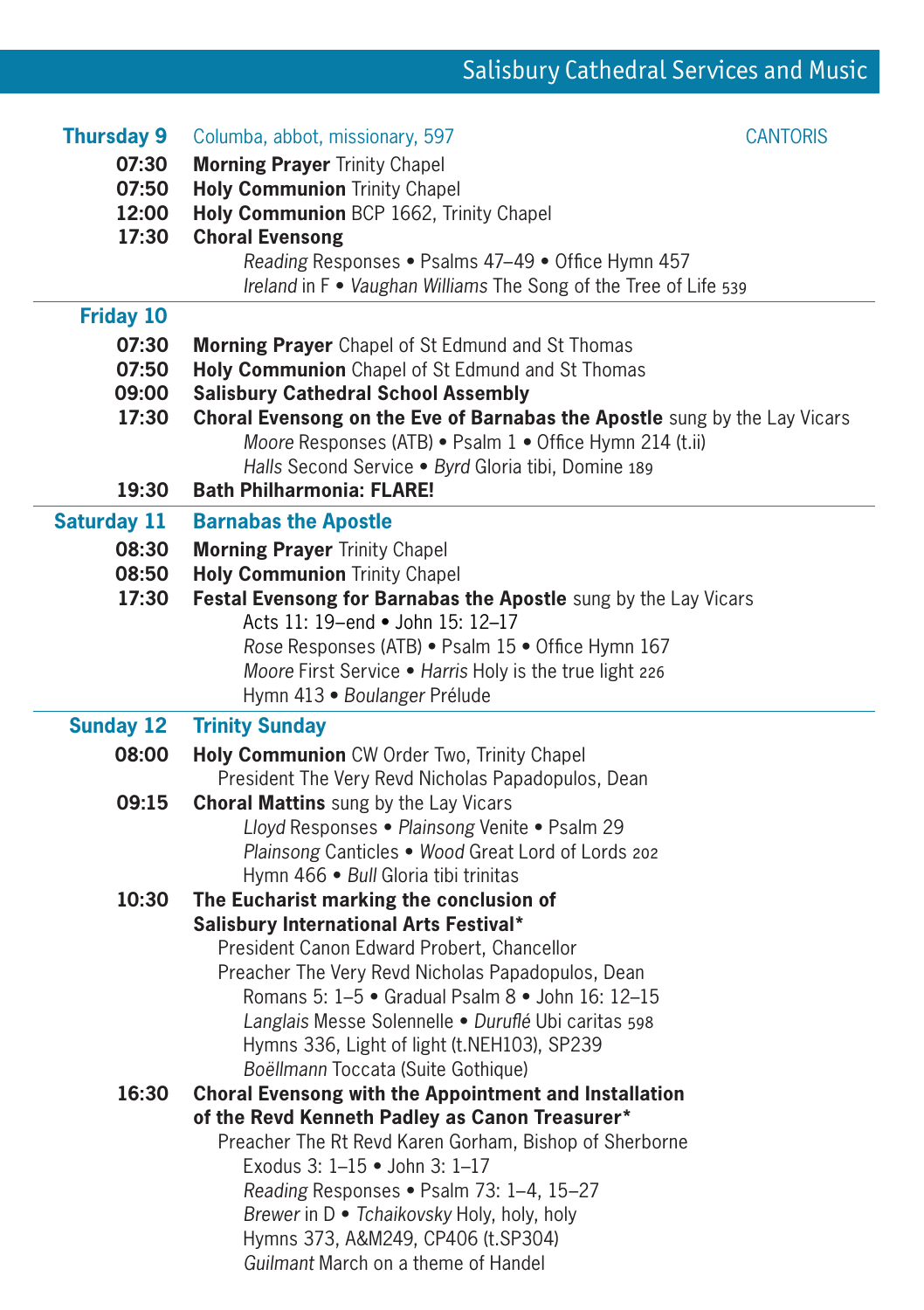## Salisbury Cathedral Services and Music

**Thursday 9** Columba, abbot, missionary, 597 — CANTORIS

**07:30** **Morning Prayer** Trinity Chapel
**07:50** **Holy Communion** Trinity Chapel
**12:00** **Holy Communion** BCP 1662, Trinity Chapel
**17:30** **Choral Evensong**
*Reading* Responses • Psalms 47–49 • Office Hymn 457
*Ireland* in F • *Vaughan Williams* The Song of the Tree of Life 539

---

**Friday 10**

**07:30** **Morning Prayer** Chapel of St Edmund and St Thomas
**07:50** **Holy Communion** Chapel of St Edmund and St Thomas
**09:00** **Salisbury Cathedral School Assembly**
**17:30** **Choral Evensong on the Eve of Barnabas the Apostle** sung by the Lay Vicars
*Moore* Responses (ATB) • Psalm 1 • Office Hymn 214 (t.ii)
*Halls* Second Service • *Byrd* Gloria tibi, Domine 189
**19:30** **Bath Philharmonia: FLARE!**

---

**Saturday 11** **Barnabas the Apostle**

**08:30** **Morning Prayer** Trinity Chapel
**08:50** **Holy Communion** Trinity Chapel
**17:30** **Festal Evensong for Barnabas the Apostle** sung by the Lay Vicars
Acts 11: 19–end • John 15: 12–17
*Rose* Responses (ATB) • Psalm 15 • Office Hymn 167
*Moore* First Service • *Harris* Holy is the true light 226
Hymn 413 • *Boulanger* Prélude

---

**Sunday 12** **Trinity Sunday**

**08:00** **Holy Communion** CW Order Two, Trinity Chapel
President The Very Revd Nicholas Papadopulos, Dean
**09:15** **Choral Mattins** sung by the Lay Vicars
*Lloyd* Responses • *Plainsong* Venite • Psalm 29
*Plainsong* Canticles • *Wood* Great Lord of Lords 202
Hymn 466 • *Bull* Gloria tibi trinitas
**10:30** **The Eucharist marking the conclusion of Salisbury International Arts Festival***
President Canon Edward Probert, Chancellor
Preacher The Very Revd Nicholas Papadopulos, Dean
Romans 5: 1–5 • Gradual Psalm 8 • John 16: 12–15
*Langlais* Messe Solennelle • *Duruflé* Ubi caritas 598
Hymns 336, Light of light (t.NEH103), SP239
*Boëllmann* Toccata (Suite Gothique)
**16:30** **Choral Evensong with the Appointment and Installation of the Revd Kenneth Padley as Canon Treasurer***
Preacher The Rt Revd Karen Gorham, Bishop of Sherborne
Exodus 3: 1–15 • John 3: 1–17
*Reading* Responses • Psalm 73: 1–4, 15–27
*Brewer* in D • *Tchaikovsky* Holy, holy, holy
Hymns 373, A&M249, CP406 (t.SP304)
*Guilmant* March on a theme of Handel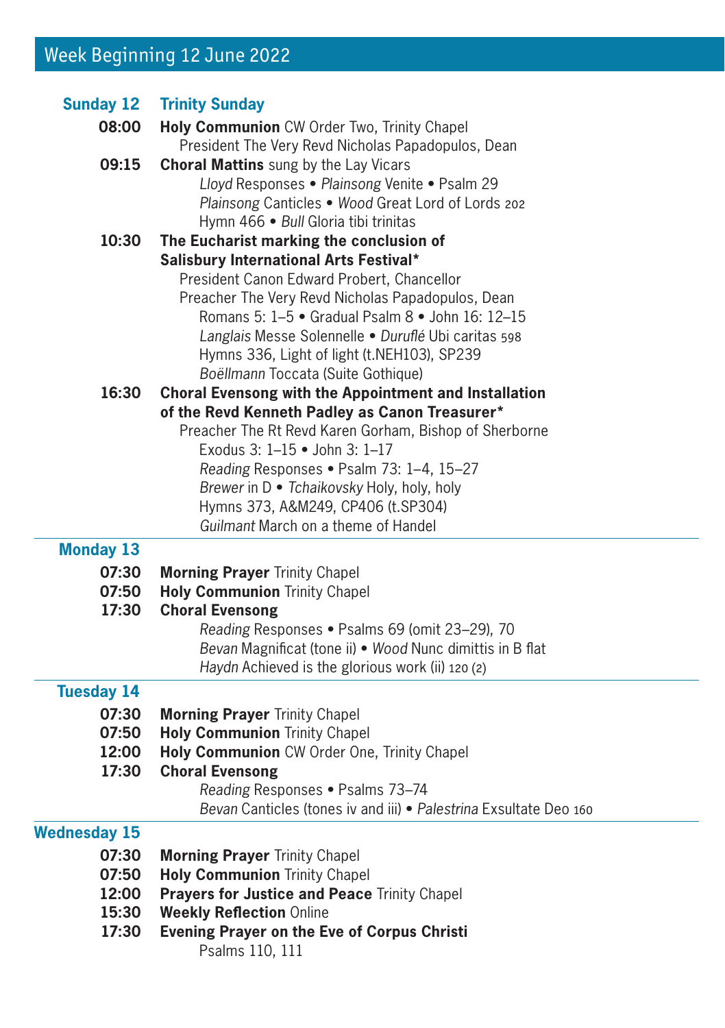## Week Beginning 12 June 2022

### Sunday 12 — Trinity Sunday

**08:00** **Holy Communion** CW Order Two, Trinity Chapel
President The Very Revd Nicholas Papadopulos, Dean

**09:15** **Choral Mattins** sung by the Lay Vicars
*Lloyd* Responses • *Plainsong* Venite • Psalm 29
*Plainsong* Canticles • *Wood* Great Lord of Lords 202
Hymn 466 • *Bull* Gloria tibi trinitas

**10:30** **The Eucharist marking the conclusion of Salisbury International Arts Festival***
President Canon Edward Probert, Chancellor
Preacher The Very Revd Nicholas Papadopulos, Dean
Romans 5: 1–5 • Gradual Psalm 8 • John 16: 12–15
*Langlais* Messe Solennelle • *Duruflé* Ubi caritas 598
Hymns 336, Light of light (t.NEH103), SP239
*Boëllmann* Toccata (Suite Gothique)

**16:30** **Choral Evensong with the Appointment and Installation of the Revd Kenneth Padley as Canon Treasurer***
Preacher The Rt Revd Karen Gorham, Bishop of Sherborne
Exodus 3: 1–15 • John 3: 1–17
*Reading* Responses • Psalm 73: 1–4, 15–27
*Brewer* in D • *Tchaikovsky* Holy, holy, holy
Hymns 373, A&M249, CP406 (t.SP304)
*Guilmant* March on a theme of Handel

### Monday 13

**07:30** **Morning Prayer** Trinity Chapel

**07:50** **Holy Communion** Trinity Chapel

**17:30** **Choral Evensong**
*Reading* Responses • Psalms 69 (omit 23–29), 70
*Bevan* Magnificat (tone ii) • *Wood* Nunc dimittis in B flat
*Haydn* Achieved is the glorious work (ii) 120 (2)

### Tuesday 14

**07:30** **Morning Prayer** Trinity Chapel

**07:50** **Holy Communion** Trinity Chapel

**12:00** **Holy Communion** CW Order One, Trinity Chapel

**17:30** **Choral Evensong**
*Reading* Responses • Psalms 73–74
*Bevan* Canticles (tones iv and iii) • *Palestrina* Exsultate Deo 160

### Wednesday 15

**07:30** **Morning Prayer** Trinity Chapel

**07:50** **Holy Communion** Trinity Chapel

**12:00** **Prayers for Justice and Peace** Trinity Chapel

**15:30** **Weekly Reflection** Online

**17:30** **Evening Prayer on the Eve of Corpus Christi**
Psalms 110, 111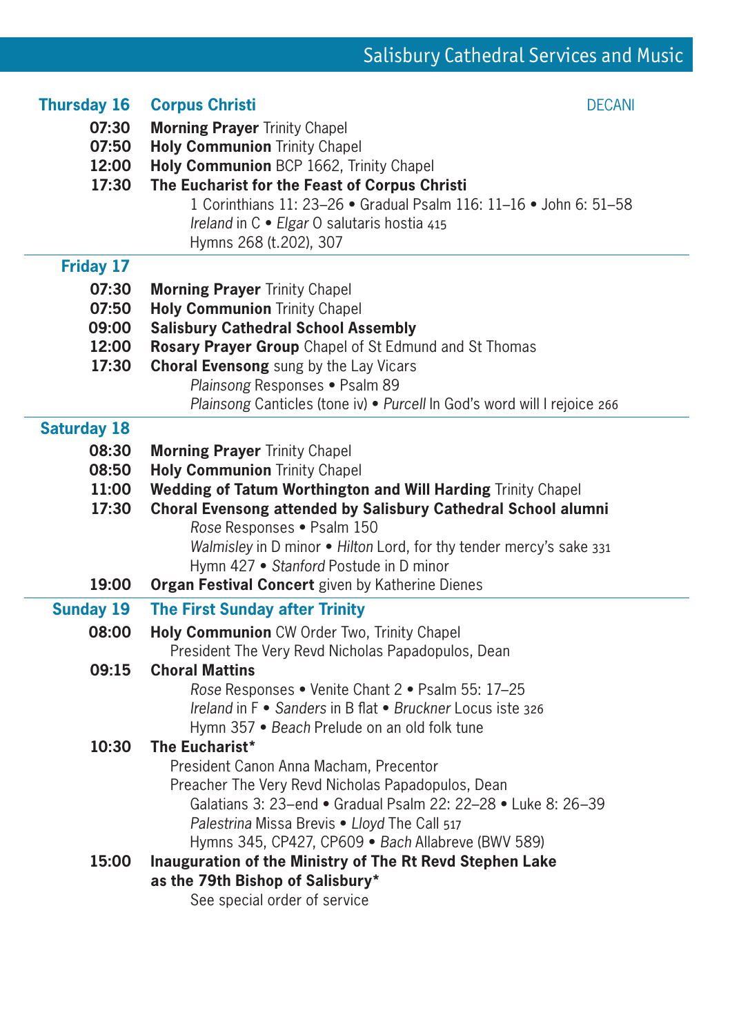# Salisbury Cathedral Services and Music

## Thursday 16 — Corpus Christi

DECANI

**07:30** **Morning Prayer** Trinity Chapel

**07:50** **Holy Communion** Trinity Chapel

**12:00** **Holy Communion** BCP 1662, Trinity Chapel

**17:30** **The Eucharist for the Feast of Corpus Christi**
1 Corinthians 11: 23–26 • Gradual Psalm 116: 11–16 • John 6: 51–58
*Ireland* in C • *Elgar* O salutaris hostia 415
Hymns 268 (t.202), 307

---

## Friday 17

**07:30** **Morning Prayer** Trinity Chapel

**07:50** **Holy Communion** Trinity Chapel

**09:00** **Salisbury Cathedral School Assembly**

**12:00** **Rosary Prayer Group** Chapel of St Edmund and St Thomas

**17:30** **Choral Evensong** sung by the Lay Vicars
*Plainsong* Responses • Psalm 89
*Plainsong* Canticles (tone iv) • *Purcell* In God's word will I rejoice 266

---

## Saturday 18

**08:30** **Morning Prayer** Trinity Chapel

**08:50** **Holy Communion** Trinity Chapel

**11:00** **Wedding of Tatum Worthington and Will Harding** Trinity Chapel

**17:30** **Choral Evensong attended by Salisbury Cathedral School alumni**
*Rose* Responses • Psalm 150
*Walmisley* in D minor • *Hilton* Lord, for thy tender mercy's sake 331
Hymn 427 • *Stanford* Postude in D minor

**19:00** **Organ Festival Concert** given by Katherine Dienes

---

## Sunday 19 — The First Sunday after Trinity

**08:00** **Holy Communion** CW Order Two, Trinity Chapel
President The Very Revd Nicholas Papadopulos, Dean

**09:15** **Choral Mattins**
*Rose* Responses • Venite Chant 2 • Psalm 55: 17–25
*Ireland* in F • *Sanders* in B flat • *Bruckner* Locus iste 326
Hymn 357 • *Beach* Prelude on an old folk tune

**10:30** **The Eucharist***
President Canon Anna Macham, Precentor
Preacher The Very Revd Nicholas Papadopulos, Dean
Galatians 3: 23–end • Gradual Psalm 22: 22–28 • Luke 8: 26–39
*Palestrina* Missa Brevis • *Lloyd* The Call 517
Hymns 345, CP427, CP609 • *Bach* Allabreve (BWV 589)

**15:00** **Inauguration of the Ministry of The Rt Revd Stephen Lake as the 79th Bishop of Salisbury***
See special order of service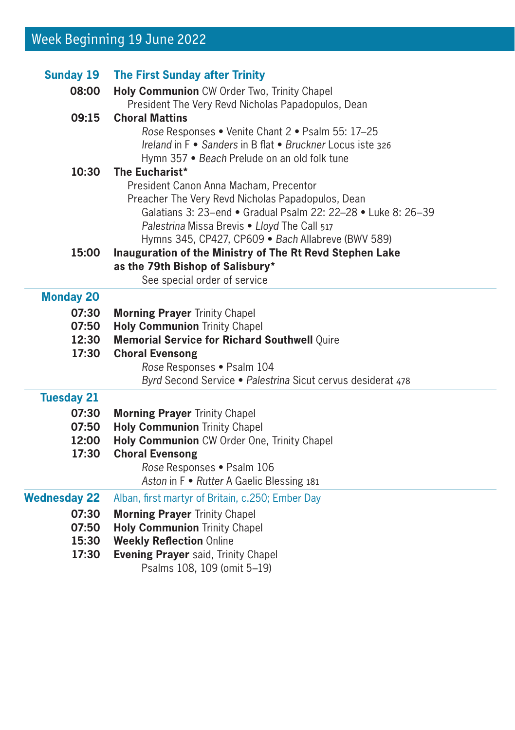## Week Beginning 19 June 2022

### Sunday 19 — The First Sunday after Trinity

**08:00** **Holy Communion** CW Order Two, Trinity Chapel
President The Very Revd Nicholas Papadopulos, Dean

**09:15** **Choral Mattins**
*Rose* Responses • Venite Chant 2 • Psalm 55: 17–25
*Ireland* in F • *Sanders* in B flat • *Bruckner* Locus iste 326
Hymn 357 • *Beach* Prelude on an old folk tune

**10:30** **The Eucharist***
President Canon Anna Macham, Precentor
Preacher The Very Revd Nicholas Papadopulos, Dean
Galatians 3: 23–end • Gradual Psalm 22: 22–28 • Luke 8: 26–39
*Palestrina* Missa Brevis • *Lloyd* The Call 517
Hymns 345, CP427, CP609 • *Bach* Allabreve (BWV 589)

**15:00** **Inauguration of the Ministry of The Rt Revd Stephen Lake as the 79th Bishop of Salisbury***
See special order of service

### Monday 20

**07:30** **Morning Prayer** Trinity Chapel

**07:50** **Holy Communion** Trinity Chapel

**12:30** **Memorial Service for Richard Southwell** Quire

**17:30** **Choral Evensong**
*Rose* Responses • Psalm 104
*Byrd* Second Service • *Palestrina* Sicut cervus desiderat 478

### Tuesday 21

**07:30** **Morning Prayer** Trinity Chapel

**07:50** **Holy Communion** Trinity Chapel

**12:00** **Holy Communion** CW Order One, Trinity Chapel

**17:30** **Choral Evensong**
*Rose* Responses • Psalm 106
*Aston* in F • *Rutter* A Gaelic Blessing 181

### Wednesday 22 — Alban, first martyr of Britain, c.250; Ember Day

**07:30** **Morning Prayer** Trinity Chapel

**07:50** **Holy Communion** Trinity Chapel

**15:30** **Weekly Reflection** Online

**17:30** **Evening Prayer** said, Trinity Chapel
Psalms 108, 109 (omit 5–19)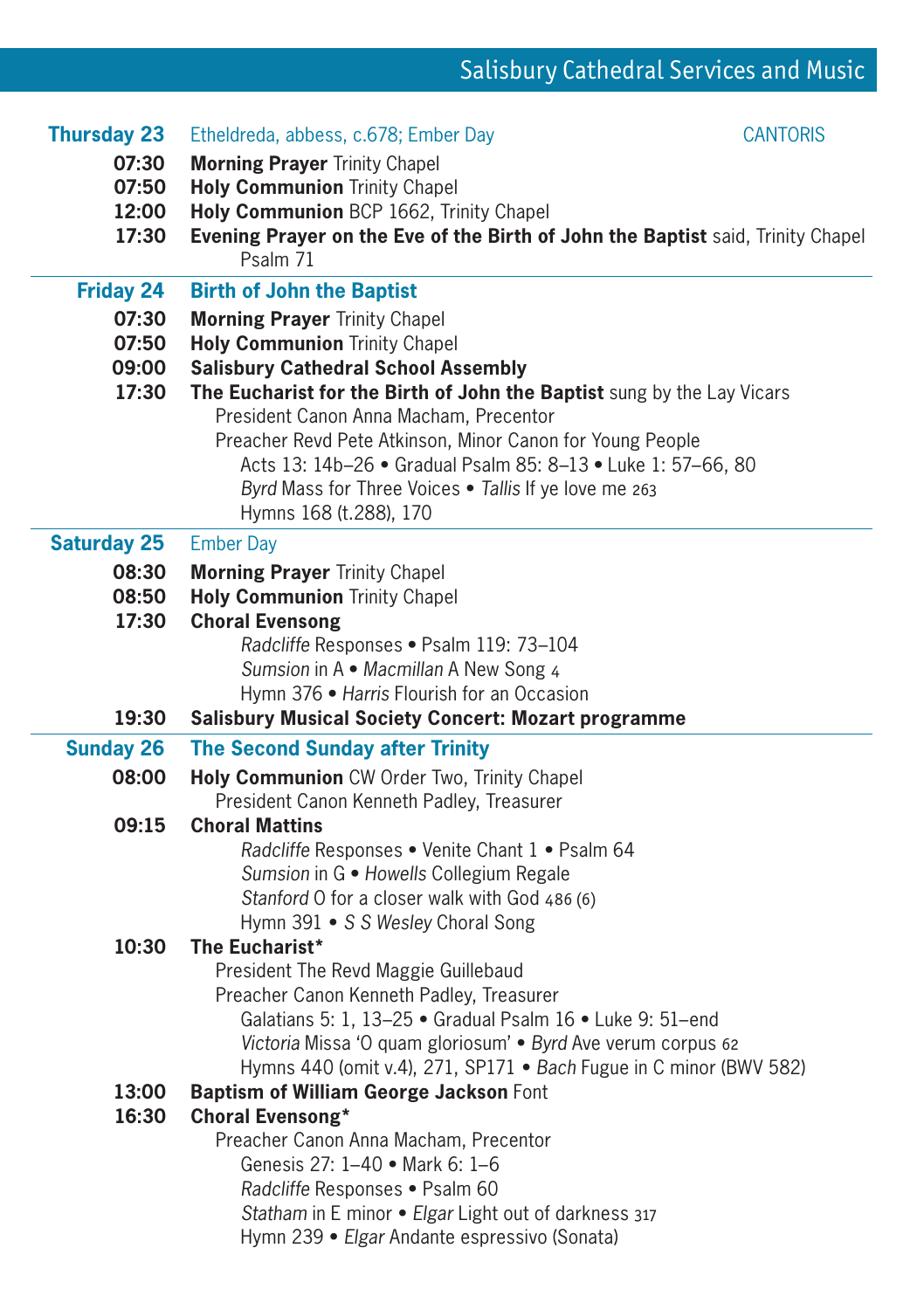## Salisbury Cathedral Services and Music

**Thursday 23** Etheldreda, abbess, c.678; Ember Day — CANTORIS

**07:30** **Morning Prayer** Trinity Chapel
**07:50** **Holy Communion** Trinity Chapel
**12:00** **Holy Communion** BCP 1662, Trinity Chapel
**17:30** **Evening Prayer on the Eve of the Birth of John the Baptist** said, Trinity Chapel
Psalm 71

---

**Friday 24** **Birth of John the Baptist**

**07:30** **Morning Prayer** Trinity Chapel
**07:50** **Holy Communion** Trinity Chapel
**09:00** **Salisbury Cathedral School Assembly**
**17:30** **The Eucharist for the Birth of John the Baptist** sung by the Lay Vicars
President Canon Anna Macham, Precentor
Preacher Revd Pete Atkinson, Minor Canon for Young People
Acts 13: 14b–26 • Gradual Psalm 85: 8–13 • Luke 1: 57–66, 80
*Byrd* Mass for Three Voices • *Tallis* If ye love me 263
Hymns 168 (t.288), 170

---

**Saturday 25** Ember Day

**08:30** **Morning Prayer** Trinity Chapel
**08:50** **Holy Communion** Trinity Chapel
**17:30** **Choral Evensong**
*Radcliffe* Responses • Psalm 119: 73–104
*Sumsion* in A • *Macmillan* A New Song 4
Hymn 376 • *Harris* Flourish for an Occasion
**19:30** **Salisbury Musical Society Concert: Mozart programme**

---

**Sunday 26** **The Second Sunday after Trinity**

**08:00** **Holy Communion** CW Order Two, Trinity Chapel
President Canon Kenneth Padley, Treasurer
**09:15** **Choral Mattins**
*Radcliffe* Responses • Venite Chant 1 • Psalm 64
*Sumsion* in G • *Howells* Collegium Regale
*Stanford* O for a closer walk with God 486 (6)
Hymn 391 • *S S Wesley* Choral Song
**10:30** **The Eucharist***
President The Revd Maggie Guillebaud
Preacher Canon Kenneth Padley, Treasurer
Galatians 5: 1, 13–25 • Gradual Psalm 16 • Luke 9: 51–end
*Victoria* Missa 'O quam gloriosum' • *Byrd* Ave verum corpus 62
Hymns 440 (omit v.4), 271, SP171 • *Bach* Fugue in C minor (BWV 582)
**13:00** **Baptism of William George Jackson** Font
**16:30** **Choral Evensong***
Preacher Canon Anna Macham, Precentor
Genesis 27: 1–40 • Mark 6: 1–6
*Radcliffe* Responses • Psalm 60
*Statham* in E minor • *Elgar* Light out of darkness 317
Hymn 239 • *Elgar* Andante espressivo (Sonata)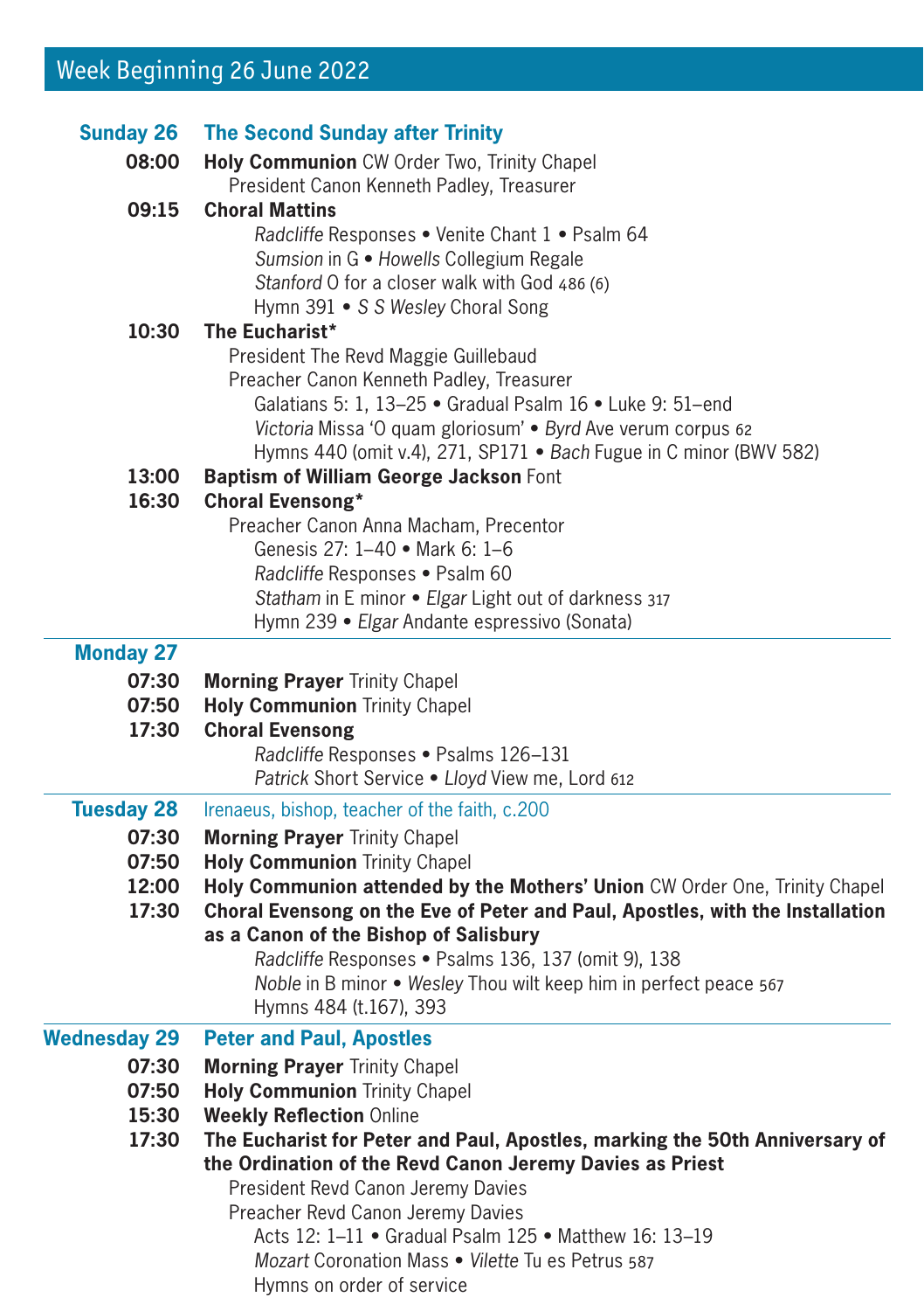## Week Beginning 26 June 2022

**Sunday 26** — **The Second Sunday after Trinity**

**08:00** **Holy Communion** CW Order Two, Trinity Chapel
President Canon Kenneth Padley, Treasurer

**09:15** **Choral Mattins**
*Radcliffe* Responses • Venite Chant 1 • Psalm 64
*Sumsion* in G • *Howells* Collegium Regale
*Stanford* O for a closer walk with God 486 (6)
Hymn 391 • *S S Wesley* Choral Song

**10:30** **The Eucharist***
President The Revd Maggie Guillebaud
Preacher Canon Kenneth Padley, Treasurer
Galatians 5: 1, 13–25 • Gradual Psalm 16 • Luke 9: 51–end
*Victoria* Missa 'O quam gloriosum' • *Byrd* Ave verum corpus 62
Hymns 440 (omit v.4), 271, SP171 • *Bach* Fugue in C minor (BWV 582)

**13:00** **Baptism of William George Jackson** Font

**16:30** **Choral Evensong***
Preacher Canon Anna Macham, Precentor
Genesis 27: 1–40 • Mark 6: 1–6
*Radcliffe* Responses • Psalm 60
*Statham* in E minor • *Elgar* Light out of darkness 317
Hymn 239 • *Elgar* Andante espressivo (Sonata)

**Monday 27**

**07:30** **Morning Prayer** Trinity Chapel

**07:50** **Holy Communion** Trinity Chapel

**17:30** **Choral Evensong**
*Radcliffe* Responses • Psalms 126–131
*Patrick* Short Service • *Lloyd* View me, Lord 612

**Tuesday 28** — Irenaeus, bishop, teacher of the faith, c.200

**07:30** **Morning Prayer** Trinity Chapel

**07:50** **Holy Communion** Trinity Chapel

**12:00** **Holy Communion attended by the Mothers' Union** CW Order One, Trinity Chapel

**17:30** **Choral Evensong on the Eve of Peter and Paul, Apostles, with the Installation as a Canon of the Bishop of Salisbury**
*Radcliffe* Responses • Psalms 136, 137 (omit 9), 138
*Noble* in B minor • *Wesley* Thou wilt keep him in perfect peace 567
Hymns 484 (t.167), 393

**Wednesday 29** — **Peter and Paul, Apostles**

**07:30** **Morning Prayer** Trinity Chapel

**07:50** **Holy Communion** Trinity Chapel

**15:30** **Weekly Reflection** Online

**17:30** **The Eucharist for Peter and Paul, Apostles, marking the 50th Anniversary of the Ordination of the Revd Canon Jeremy Davies as Priest**
President Revd Canon Jeremy Davies
Preacher Revd Canon Jeremy Davies
Acts 12: 1–11 • Gradual Psalm 125 • Matthew 16: 13–19
*Mozart* Coronation Mass • *Vilette* Tu es Petrus 587
Hymns on order of service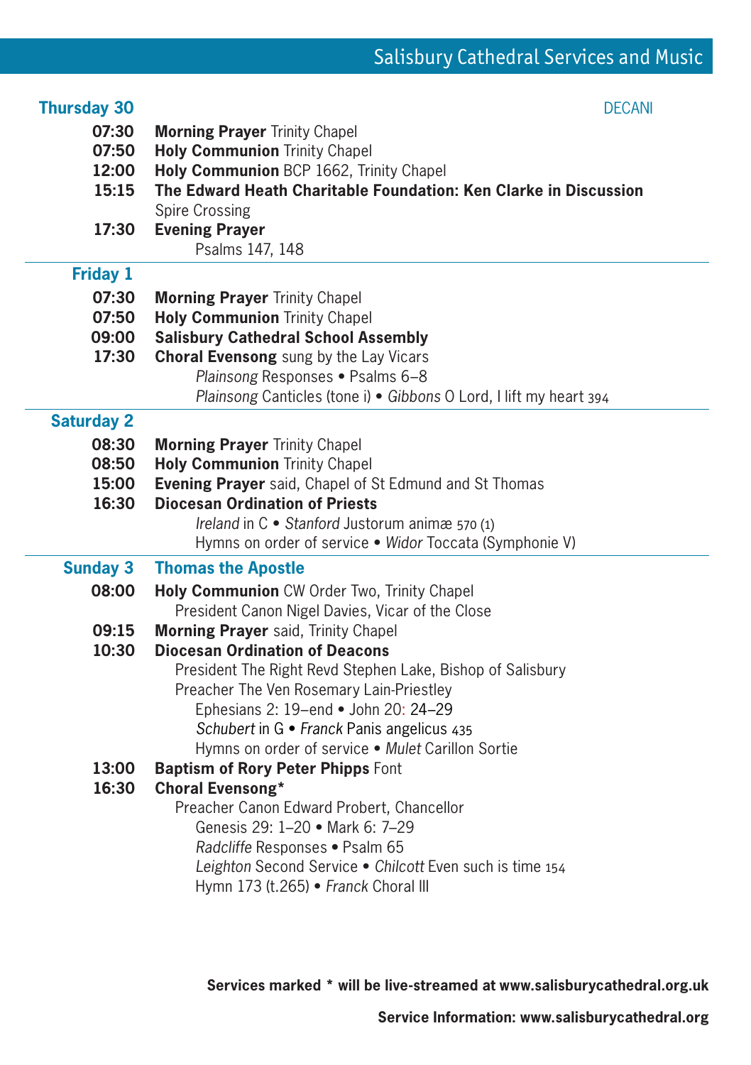# Salisbury Cathedral Services and Music

## Thursday 30

DECANI

**07:30** **Morning Prayer** Trinity Chapel
**07:50** **Holy Communion** Trinity Chapel
**12:00** **Holy Communion** BCP 1662, Trinity Chapel
**15:15** **The Edward Heath Charitable Foundation: Ken Clarke in Discussion**
Spire Crossing
**17:30** **Evening Prayer**
Psalms 147, 148

## Friday 1

**07:30** **Morning Prayer** Trinity Chapel
**07:50** **Holy Communion** Trinity Chapel
**09:00** **Salisbury Cathedral School Assembly**
**17:30** **Choral Evensong** sung by the Lay Vicars
*Plainsong* Responses • Psalms 6–8
*Plainsong* Canticles (tone i) • *Gibbons* O Lord, I lift my heart 394

## Saturday 2

**08:30** **Morning Prayer** Trinity Chapel
**08:50** **Holy Communion** Trinity Chapel
**15:00** **Evening Prayer** said, Chapel of St Edmund and St Thomas
**16:30** **Diocesan Ordination of Priests**
*Ireland* in C • *Stanford* Justorum animæ 570 (1)
Hymns on order of service • *Widor* Toccata (Symphonie V)

## Sunday 3 Thomas the Apostle

**08:00** **Holy Communion** CW Order Two, Trinity Chapel
President Canon Nigel Davies, Vicar of the Close
**09:15** **Morning Prayer** said, Trinity Chapel
**10:30** **Diocesan Ordination of Deacons**
President The Right Revd Stephen Lake, Bishop of Salisbury
Preacher The Ven Rosemary Lain-Priestley
Ephesians 2: 19–end • John 20: 24–29
*Schubert* in G • *Franck* Panis angelicus 435
Hymns on order of service • *Mulet* Carillon Sortie
**13:00** **Baptism of Rory Peter Phipps** Font
**16:30** **Choral Evensong***
Preacher Canon Edward Probert, Chancellor
Genesis 29: 1–20 • Mark 6: 7–29
*Radcliffe* Responses • Psalm 65
*Leighton* Second Service • *Chilcott* Even such is time 154
Hymn 173 (t.265) • *Franck* Choral III

**Services marked * will be live-streamed at www.salisburycathedral.org.uk**

**Service Information: www.salisburycathedral.org**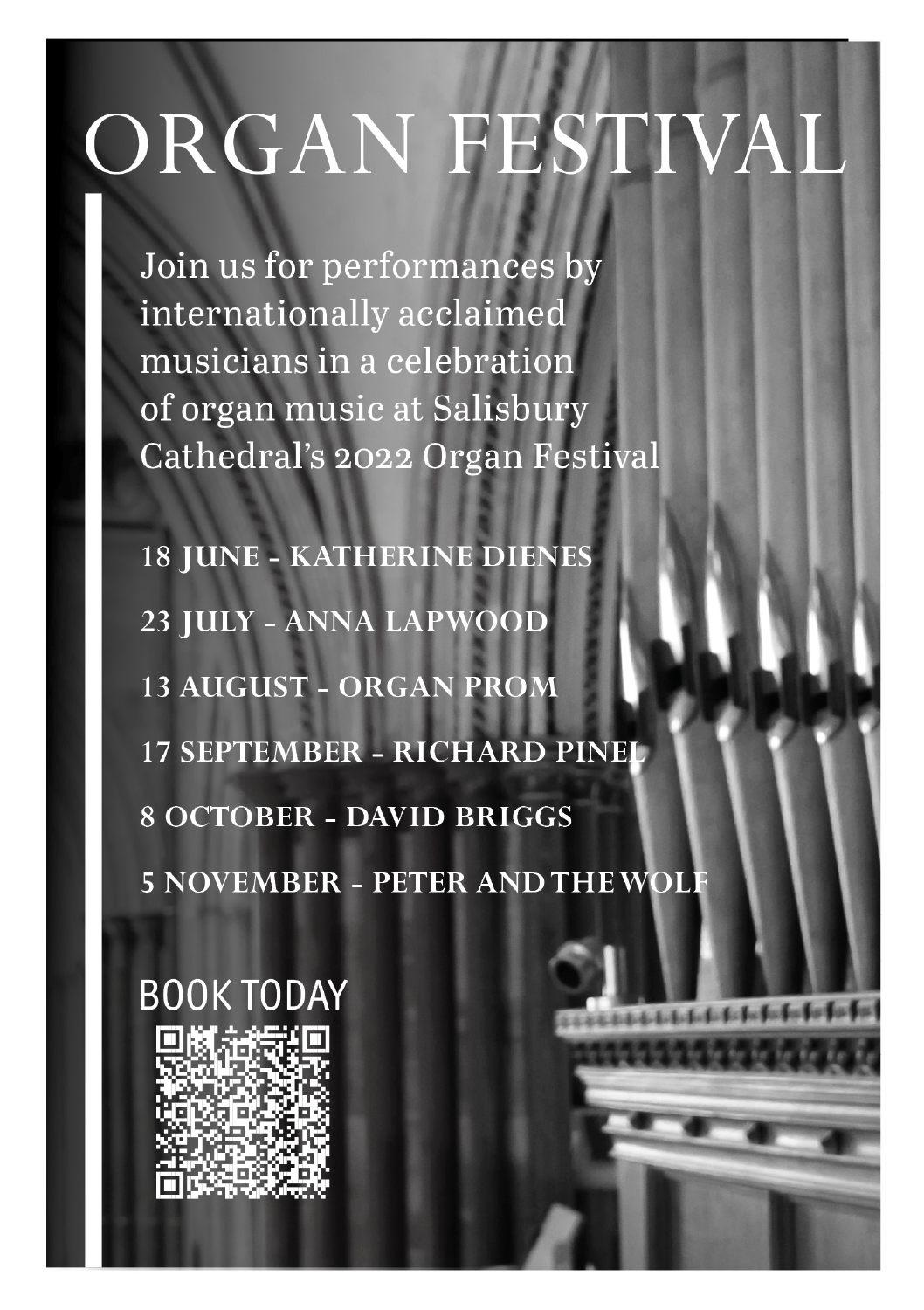# ORGAN FESTIVAL

Join us for performances by internationally acclaimed musicians in a celebration of organ music at Salisbury Cathedral's 2022 Organ Festival

**18 JUNE - KATHERINE DIENES**

**23 JULY - ANNA LAPWOOD**

**13 AUGUST - ORGAN PROM**

**17 SEPTEMBER - RICHARD PINEL**

**8 OCTOBER - DAVID BRIGGS**

**5 NOVEMBER - PETER AND THE WOLF**

BOOK TODAY